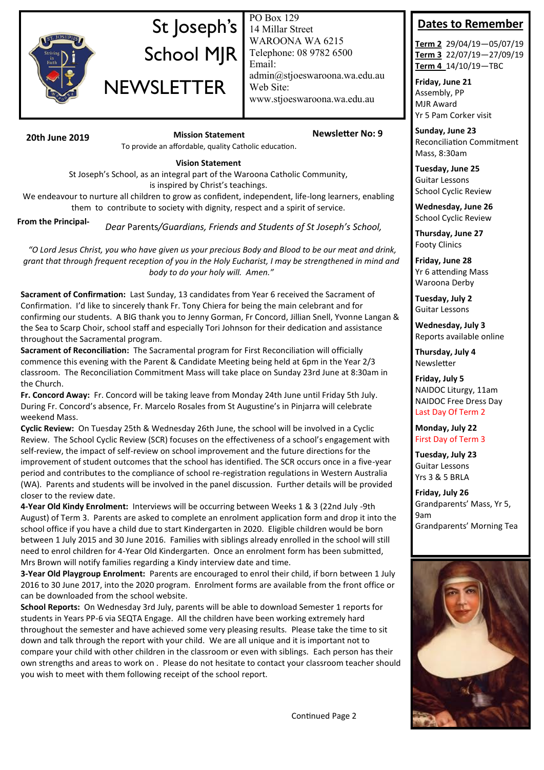# St Joseph's School MJR NEWSLETTER

PO Box 129
14 Millar Street
WAROONA WA 6215
Telephone: 08 9782 6500
Email: admin@stjoeswaroona.wa.edu.au
Web Site: www.stjoeswaroona.wa.edu.au

**20th June 2019** **Newsletter No: 9**

**Mission Statement**

To provide an affordable, quality Catholic education.

**Vision Statement**

St Joseph's School, as an integral part of the Waroona Catholic Community, is inspired by Christ's teachings.
We endeavour to nurture all children to grow as confident, independent, life-long learners, enabling them to contribute to society with dignity, respect and a spirit of service.

**From the Principal-** *Dear Parents/Guardians, Friends and Students of St Joseph's School,*

*"O Lord Jesus Christ, you who have given us your precious Body and Blood to be our meat and drink, grant that through frequent reception of you in the Holy Eucharist, I may be strengthened in mind and body to do your holy will. Amen."*

**Sacrament of Confirmation:** Last Sunday, 13 candidates from Year 6 received the Sacrament of Confirmation. I'd like to sincerely thank Fr. Tony Chiera for being the main celebrant and for confirming our students. A BIG thank you to Jenny Gorman, Fr Concord, Jillian Snell, Yvonne Langan & the Sea to Scarp Choir, school staff and especially Tori Johnson for their dedication and assistance throughout the Sacramental program.

**Sacrament of Reconciliation:** The Sacramental program for First Reconciliation will officially commence this evening with the Parent & Candidate Meeting being held at 6pm in the Year 2/3 classroom. The Reconciliation Commitment Mass will take place on Sunday 23rd June at 8:30am in the Church.

**Fr. Concord Away:** Fr. Concord will be taking leave from Monday 24th June until Friday 5th July. During Fr. Concord's absence, Fr. Marcelo Rosales from St Augustine's in Pinjarra will celebrate weekend Mass.

**Cyclic Review:** On Tuesday 25th & Wednesday 26th June, the school will be involved in a Cyclic Review. The School Cyclic Review (SCR) focuses on the effectiveness of a school's engagement with self-review, the impact of self-review on school improvement and the future directions for the improvement of student outcomes that the school has identified. The SCR occurs once in a five-year period and contributes to the compliance of school re-registration regulations in Western Australia (WA). Parents and students will be involved in the panel discussion. Further details will be provided closer to the review date.

**4-Year Old Kindy Enrolment:** Interviews will be occurring between Weeks 1 & 3 (22nd July -9th August) of Term 3. Parents are asked to complete an enrolment application form and drop it into the school office if you have a child due to start Kindergarten in 2020. Eligible children would be born between 1 July 2015 and 30 June 2016. Families with siblings already enrolled in the school will still need to enrol children for 4-Year Old Kindergarten. Once an enrolment form has been submitted, Mrs Brown will notify families regarding a Kindy interview date and time.

**3-Year Old Playgroup Enrolment:** Parents are encouraged to enrol their child, if born between 1 July 2016 to 30 June 2017, into the 2020 program. Enrolment forms are available from the front office or can be downloaded from the school website.

**School Reports:** On Wednesday 3rd July, parents will be able to download Semester 1 reports for students in Years PP-6 via SEQTA Engage. All the children have been working extremely hard throughout the semester and have achieved some very pleasing results. Please take the time to sit down and talk through the report with your child. We are all unique and it is important not to compare your child with other children in the classroom or even with siblings. Each person has their own strengths and areas to work on . Please do not hesitate to contact your classroom teacher should you wish to meet with them following receipt of the school report.

Continued Page 2

## Dates to Remember

**Term 2** 29/04/19—05/07/19
**Term 3** 22/07/19—27/09/19
**Term 4** 14/10/19—TBC

**Friday, June 21**
Assembly, PP
MJR Award
Yr 5 Pam Corker visit

**Sunday, June 23**
Reconciliation Commitment Mass, 8:30am

**Tuesday, June 25**
Guitar Lessons
School Cyclic Review

**Wednesday, June 26**
School Cyclic Review

**Thursday, June 27**
Footy Clinics

**Friday, June 28**
Yr 6 attending Mass
Waroona Derby

**Tuesday, July 2**
Guitar Lessons

**Wednesday, July 3**
Reports available online

**Thursday, July 4**
Newsletter

**Friday, July 5**
NAIDOC Liturgy, 11am
NAIDOC Free Dress Day
Last Day Of Term 2

**Monday, July 22**
First Day of Term 3

**Tuesday, July 23**
Guitar Lessons
Yrs 3 & 5 BRLA

**Friday, July 26**
Grandparents' Mass, Yr 5, 9am
Grandparents' Morning Tea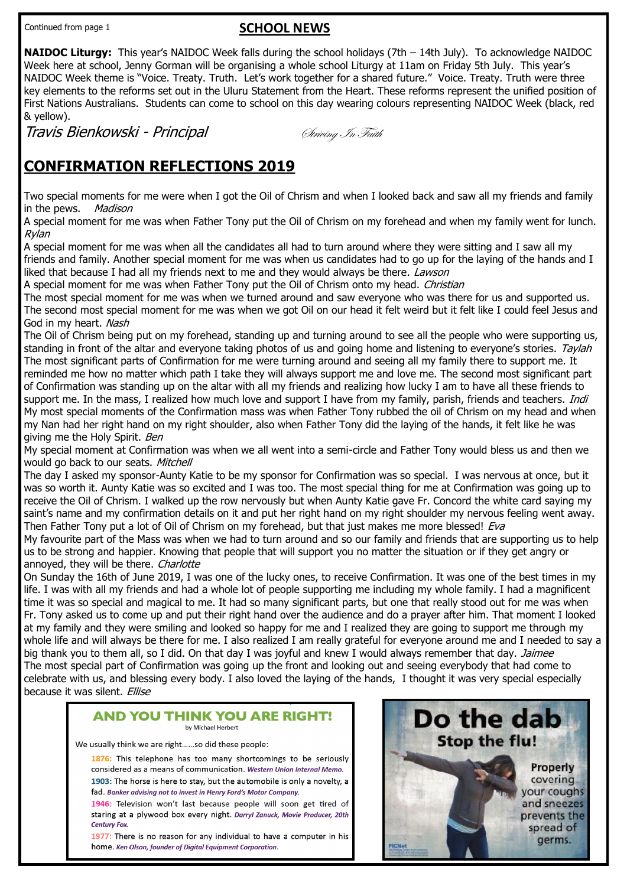Continued from page 1

## SCHOOL NEWS

**NAIDOC Liturgy:** This year's NAIDOC Week falls during the school holidays (7th – 14th July). To acknowledge NAIDOC Week here at school, Jenny Gorman will be organising a whole school Liturgy at 11am on Friday 5th July. This year's NAIDOC Week theme is "Voice. Treaty. Truth. Let's work together for a shared future." Voice. Treaty. Truth were three key elements to the reforms set out in the Uluru Statement from the Heart. These reforms represent the unified position of First Nations Australians. Students can come to school on this day wearing colours representing NAIDOC Week (black, red & yellow).

*Travis Bienkowski - Principal*

*Striving In Faith*

## CONFIRMATION REFLECTIONS 2019

Two special moments for me were when I got the Oil of Chrism and when I looked back and saw all my friends and family in the pews. *Madison*

A special moment for me was when Father Tony put the Oil of Chrism on my forehead and when my family went for lunch. *Rylan*

A special moment for me was when all the candidates all had to turn around where they were sitting and I saw all my friends and family. Another special moment for me was when us candidates had to go up for the laying of the hands and I liked that because I had all my friends next to me and they would always be there. *Lawson*

A special moment for me was when Father Tony put the Oil of Chrism onto my head. *Christian*

The most special moment for me was when we turned around and saw everyone who was there for us and supported us. The second most special moment for me was when we got Oil on our head it felt weird but it felt like I could feel Jesus and God in my heart. *Nash*

The Oil of Chrism being put on my forehead, standing up and turning around to see all the people who were supporting us, standing in front of the altar and everyone taking photos of us and going home and listening to everyone's stories. *Taylah*

The most significant parts of Confirmation for me were turning around and seeing all my family there to support me. It reminded me how no matter which path I take they will always support me and love me. The second most significant part of Confirmation was standing up on the altar with all my friends and realizing how lucky I am to have all these friends to support me. In the mass, I realized how much love and support I have from my family, parish, friends and teachers. *Indi*

My most special moments of the Confirmation mass was when Father Tony rubbed the oil of Chrism on my head and when my Nan had her right hand on my right shoulder, also when Father Tony did the laying of the hands, it felt like he was giving me the Holy Spirit. *Ben*

My special moment at Confirmation was when we all went into a semi-circle and Father Tony would bless us and then we would go back to our seats. *Mitchell*

The day I asked my sponsor-Aunty Katie to be my sponsor for Confirmation was so special. I was nervous at once, but it was so worth it. Aunty Katie was so excited and I was too. The most special thing for me at Confirmation was going up to receive the Oil of Chrism. I walked up the row nervously but when Aunty Katie gave Fr. Concord the white card saying my saint's name and my confirmation details on it and put her right hand on my right shoulder my nervous feeling went away. Then Father Tony put a lot of Oil of Chrism on my forehead, but that just makes me more blessed! *Eva*

My favourite part of the Mass was when we had to turn around and so our family and friends that are supporting us to help us to be strong and happier. Knowing that people that will support you no matter the situation or if they get angry or annoyed, they will be there. *Charlotte*

On Sunday the 16th of June 2019, I was one of the lucky ones, to receive Confirmation. It was one of the best times in my life. I was with all my friends and had a whole lot of people supporting me including my whole family. I had a magnificent time it was so special and magical to me. It had so many significant parts, but one that really stood out for me was when Fr. Tony asked us to come up and put their right hand over the audience and do a prayer after him. That moment I looked at my family and they were smiling and looked so happy for me and I realized they are going to support me through my whole life and will always be there for me. I also realized I am really grateful for everyone around me and I needed to say a big thank you to them all, so I did. On that day I was joyful and knew I would always remember that day. *Jaimee*

The most special part of Confirmation was going up the front and looking out and seeing everybody that had come to celebrate with us, and blessing every body. I also loved the laying of the hands, I thought it was very special especially because it was silent. *Ellise*

### AND YOU THINK YOU ARE RIGHT!

by Michael Herbert

We usually think we are right……so did these people:

**1876:** This telephone has too many shortcomings to be seriously considered as a means of communication. ***Western Union Internal Memo.***

**1903:** The horse is here to stay, but the automobile is only a novelty, a fad. ***Banker advising not to invest in Henry Ford's Motor Company.***

**1946:** Television won't last because people will soon get tired of staring at a plywood box every night. ***Darryl Zanuck, Movie Producer, 20th Century Fox.***

**1977:** There is no reason for any individual to have a computer in his home. ***Ken Olson, founder of Digital Equipment Corporation.***

### Do the dab
**Stop the flu!**

Properly covering your coughs and sneezes prevents the spread of germs.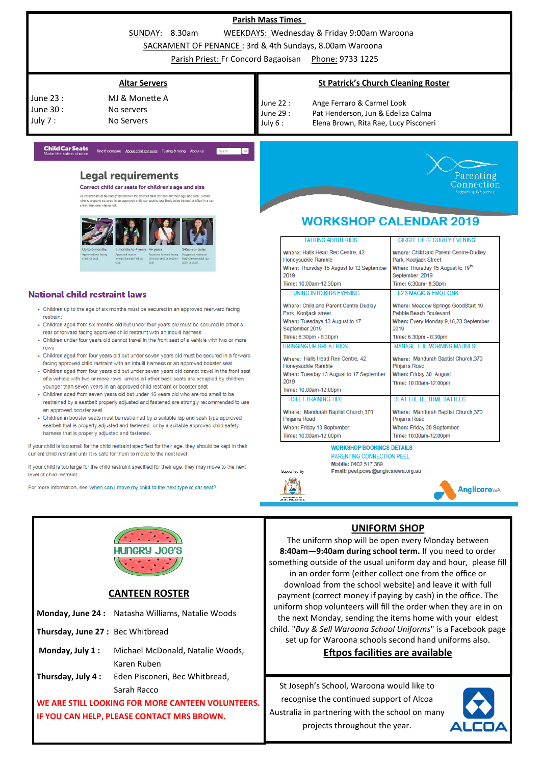## Parish Mass Times

SUNDAY: 8.30am WEEKDAYS: Wednesday & Friday 9:00am Waroona

SACRAMENT OF PENANCE : 3rd & 4th Sundays, 8.00am Waroona

Parish Priest: Fr Concord Bagaoisan Phone: 9733 1225

## Altar Servers

| | |
|---|---|
| June 23 : | MJ & Monette A |
| June 30 : | No servers |
| July 7 : | No Servers |

## St Patrick's Church Cleaning Roster

| | |
|---|---|
| June 22 : | Ange Ferraro & Carmel Look |
| June 29 : | Pat Henderson, Jun & Edeliza Calma |
| July 6 : | Elena Brown, Rita Rae, Lucy Pisconeri |

**ChildCarSeats** Make the safest choice

Find & compare | About child car seats | Testing & rating | About us

## Legal requirements

**Correct child car seats for children's age and size**

All children must be safely fastened in the correct child car seat for their age and size. A child who is properly secured in an approved child car seat is less likely to be injured or killed in a car crash than one who is not.

Up to 6 months — Approved rear facing child car seat.

6 months to 4 years — Approved rear or forward facing child car seat

4+ years — Approved forward facing child car seat or booster seat

145cm or taller — Suggested minimum height to use adult lap-sash seatbelt

### National child restraint laws

- Children up to the age of six months must be secured in an approved rearward facing restraint
- Children aged from six months old but under four years old must be secured in either a rear or forward facing approved child restraint with an inbuilt harness
- Children under four years old cannot travel in the front seat of a vehicle with two or more rows
- Children aged from four years old but under seven years old must be secured in a forward facing approved child restraint with an inbuilt harness or an approved booster seat
- Children aged from four years old but under seven years old cannot travel in the front seat of a vehicle with two or more rows, unless all other back seats are occupied by children younger than seven years in an approved child restraint or booster seat
- Children aged from seven years old but under 16 years old who are too small to be restrained by a seatbelt properly adjusted and fastened are strongly recommended to use an approved booster seat
- Children in booster seats must be restrained by a suitable lap and sash type approved seatbelt that is properly adjusted and fastened, or by a suitable approved child safety harness that is properly adjusted and fastened.

If your child is too small for the child restraint specified for their age, they should be kept in their current child restraint until it is safe for them to move to the next level.

If your child is too large for the child restraint specified for their age, they may move to the next level of child restraint.

For more information, see When can I move my child to the next type of car seat?

Parenting Connection — Supporting WA parents

## WORKSHOP CALENDAR 2019

| TALKING ABOUT KIDS | CIRCLE OF SECURITY EVENING |
|---|---|
| **Where:** Halls Head Rec Centre, 42 Honeysuckle Ramble **When:** Thursday 15 August to 12 September 2019 **Time:** 10:00am-12:30pm | **Where:** Child and Parent Centre-Dudley Park, Kooljack Street **When:** Thursday 15 August to 19th September 2019 **Time:** 6:30pm- 8:30pm |
| **TUNING INTO KIDS EVENING** | **1 2 3 MAGIC & EMOTIONS** |
| **Where:** Child and Parent Centre Dudley Park, Kooljack street **When:** Tuesdays 13 August to 17 September 2019 **Time:** 6:30pm - 8:30pm | **Where:** Meadow Springs GoodStart 19 Pebble Beach Boulevard **When:** Every Monday 9,16,23 September 2019 **Time:** 6.30pm - 8:30pm |
| **BRINGING UP GREAT KIDS** | **MANAGE THE MORNING MADNES** |
| **Where:** Halls Head Rec Centre, 42 Honeysuckle Ramble **When:** Tuesday 13 August to 17 September 2019 **Time:** 10.00am-12:00pm | **Where:** Mandurah Baptist Church,370 Pinjarra Road **When:** Friday 30 August **Time:** 10:00am-12:00pm |
| **TOILET TRAINING TIPS** | **BEAT THE BEDTIME BATTLES** |
| **Where:** Mandurah Baptist Church,370 Pinjarra Road **When:** Friday 13 September **Time:** 10:00am-12:00pm | **Where:** Mandurah Baptist Church,370 Pinjarra Road **When:** Friday 20 September **Time:** 10:00am-12:00pm |

**WORKSHOP BOOKINGS DETAILS**

PARENTING CONNECTION PEEL

**Mobile:** 0402 517 389

**Email:** peel.pcwa@anglicarewa.org.au

Supported by

AnglicareWA

**HUNGRY JOE'S**

## CANTEEN ROSTER

| | |
|---|---|
| **Monday, June 24 :** | Natasha Williams, Natalie Woods |
| **Thursday, June 27 :** | Bec Whitbread |
| **Monday, July 1 :** | Michael McDonald, Natalie Woods, Karen Ruben |
| **Thursday, July 4 :** | Eden Pisconeri, Bec Whitbread, Sarah Racco |

**WE ARE STILL LOOKING FOR MORE CANTEEN VOLUNTEERS. IF YOU CAN HELP, PLEASE CONTACT MRS BROWN.**

## UNIFORM SHOP

The uniform shop will be open every Monday between **8:40am—9:40am during school term.** If you need to order something outside of the usual uniform day and hour, please fill in an order form (either collect one from the office or download from the school website) and leave it with full payment (correct money if paying by cash) in the office. The uniform shop volunteers will fill the order when they are in on the next Monday, sending the items home with your eldest child. "*Buy & Sell Waroona School Uniforms*" is a Facebook page set up for Waroona schools second hand uniforms also.

**Eftpos facilities are available**

St Joseph's School, Waroona would like to recognise the continued support of Alcoa Australia in partnering with the school on many projects throughout the year.

ALCOA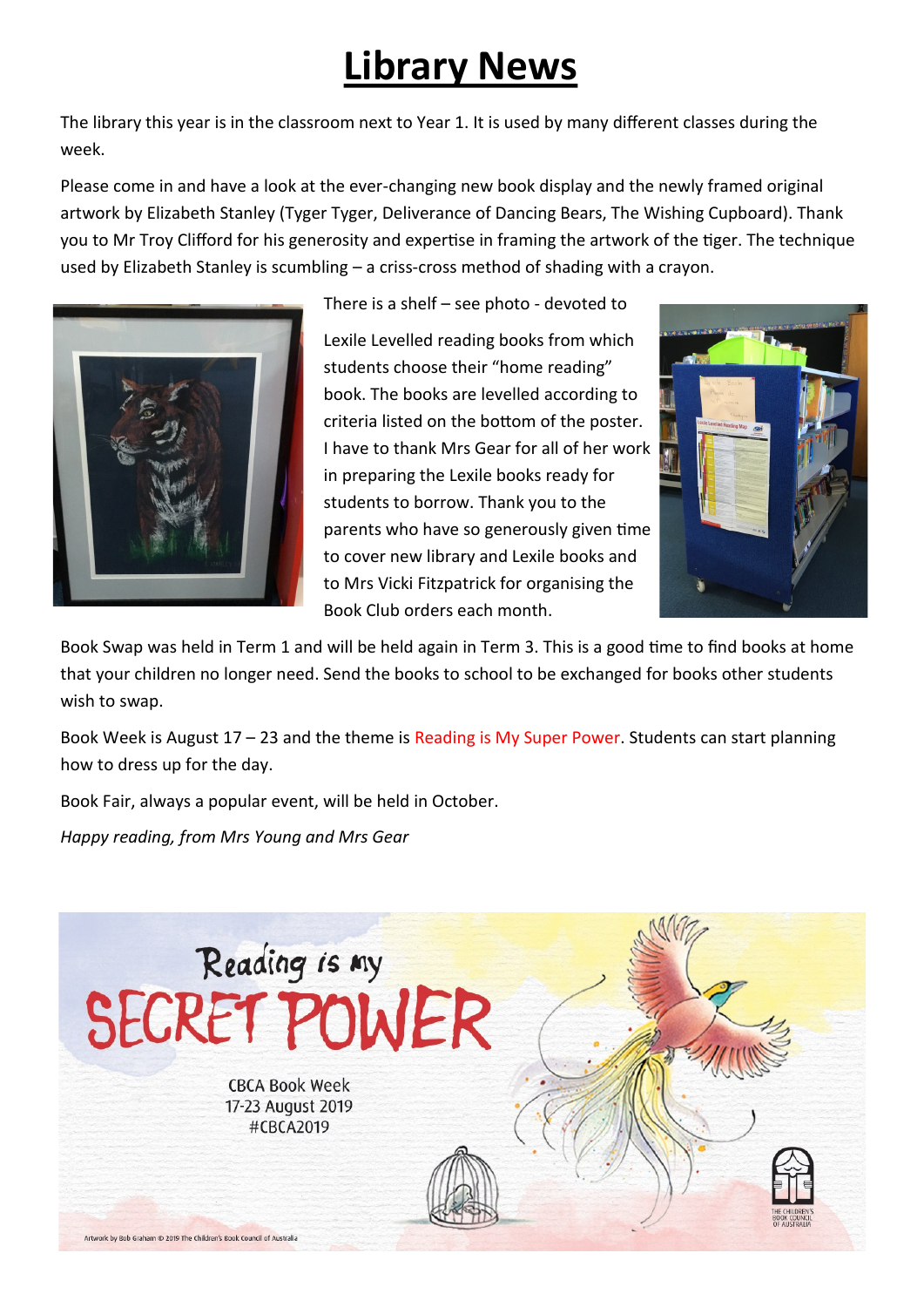# Library News

The library this year is in the classroom next to Year 1. It is used by many different classes during the week.

Please come in and have a look at the ever-changing new book display and the newly framed original artwork by Elizabeth Stanley (Tyger Tyger, Deliverance of Dancing Bears, The Wishing Cupboard). Thank you to Mr Troy Clifford for his generosity and expertise in framing the artwork of the tiger. The technique used by Elizabeth Stanley is scumbling – a criss-cross method of shading with a crayon.

There is a shelf – see photo - devoted to Lexile Levelled reading books from which students choose their "home reading" book. The books are levelled according to criteria listed on the bottom of the poster. I have to thank Mrs Gear for all of her work in preparing the Lexile books ready for students to borrow. Thank you to the parents who have so generously given time to cover new library and Lexile books and to Mrs Vicki Fitzpatrick for organising the Book Club orders each month.

Book Swap was held in Term 1 and will be held again in Term 3. This is a good time to find books at home that your children no longer need. Send the books to school to be exchanged for books other students wish to swap.

Book Week is August 17 – 23 and the theme is Reading is My Super Power. Students can start planning how to dress up for the day.

Book Fair, always a popular event, will be held in October.

*Happy reading, from Mrs Young and Mrs Gear*

Reading is my SECRET POWER

CBCA Book Week
17-23 August 2019
#CBCA2019

Artwork by Bob Graham © 2019 The Children's Book Council of Australia

THE CHILDREN'S BOOK COUNCIL OF AUSTRALIA